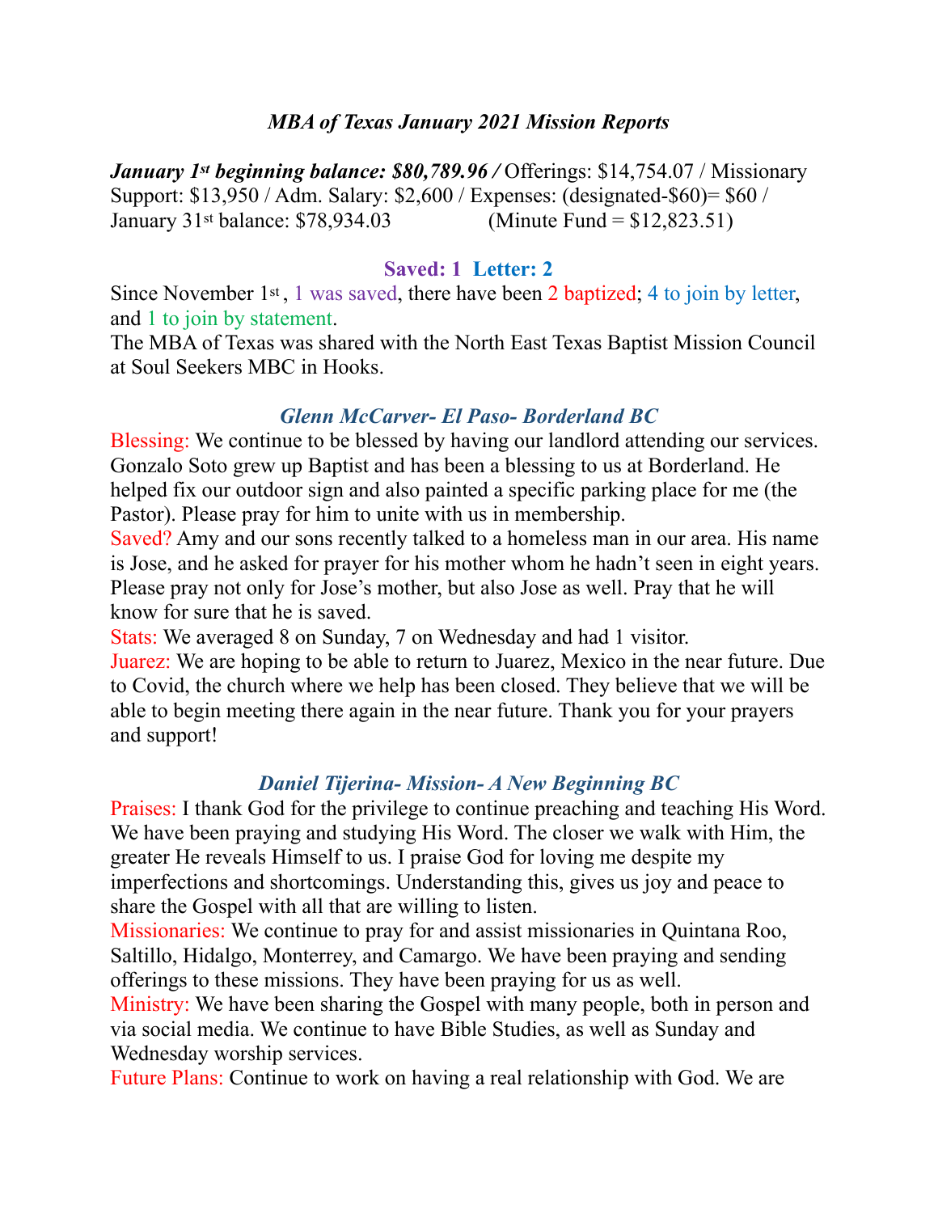## *MBA of Texas January 2021 Mission Reports*

***January 1st beginning balance: $80,789.96 /*** Offerings: $14,754.07 / Missionary Support: $13,950 / Adm. Salary: $2,600 / Expenses: (designated-$60)= $60 / January 31st balance: $78,934.03 (Minute Fund = $12,823.51)

**Saved: 1 Letter: 2**

Since November 1st, 1 was saved, there have been 2 baptized; 4 to join by letter, and 1 to join by statement.

The MBA of Texas was shared with the North East Texas Baptist Mission Council at Soul Seekers MBC in Hooks.

### *Glenn McCarver- El Paso- Borderland BC*

Blessing: We continue to be blessed by having our landlord attending our services. Gonzalo Soto grew up Baptist and has been a blessing to us at Borderland. He helped fix our outdoor sign and also painted a specific parking place for me (the Pastor). Please pray for him to unite with us in membership.

Saved? Amy and our sons recently talked to a homeless man in our area. His name is Jose, and he asked for prayer for his mother whom he hadn't seen in eight years. Please pray not only for Jose's mother, but also Jose as well. Pray that he will know for sure that he is saved.

Stats: We averaged 8 on Sunday, 7 on Wednesday and had 1 visitor.

Juarez: We are hoping to be able to return to Juarez, Mexico in the near future. Due to Covid, the church where we help has been closed. They believe that we will be able to begin meeting there again in the near future. Thank you for your prayers and support!

### *Daniel Tijerina- Mission- A New Beginning BC*

Praises: I thank God for the privilege to continue preaching and teaching His Word. We have been praying and studying His Word. The closer we walk with Him, the greater He reveals Himself to us. I praise God for loving me despite my imperfections and shortcomings. Understanding this, gives us joy and peace to share the Gospel with all that are willing to listen.

Missionaries: We continue to pray for and assist missionaries in Quintana Roo, Saltillo, Hidalgo, Monterrey, and Camargo. We have been praying and sending offerings to these missions. They have been praying for us as well.

Ministry: We have been sharing the Gospel with many people, both in person and via social media. We continue to have Bible Studies, as well as Sunday and Wednesday worship services.

Future Plans: Continue to work on having a real relationship with God. We are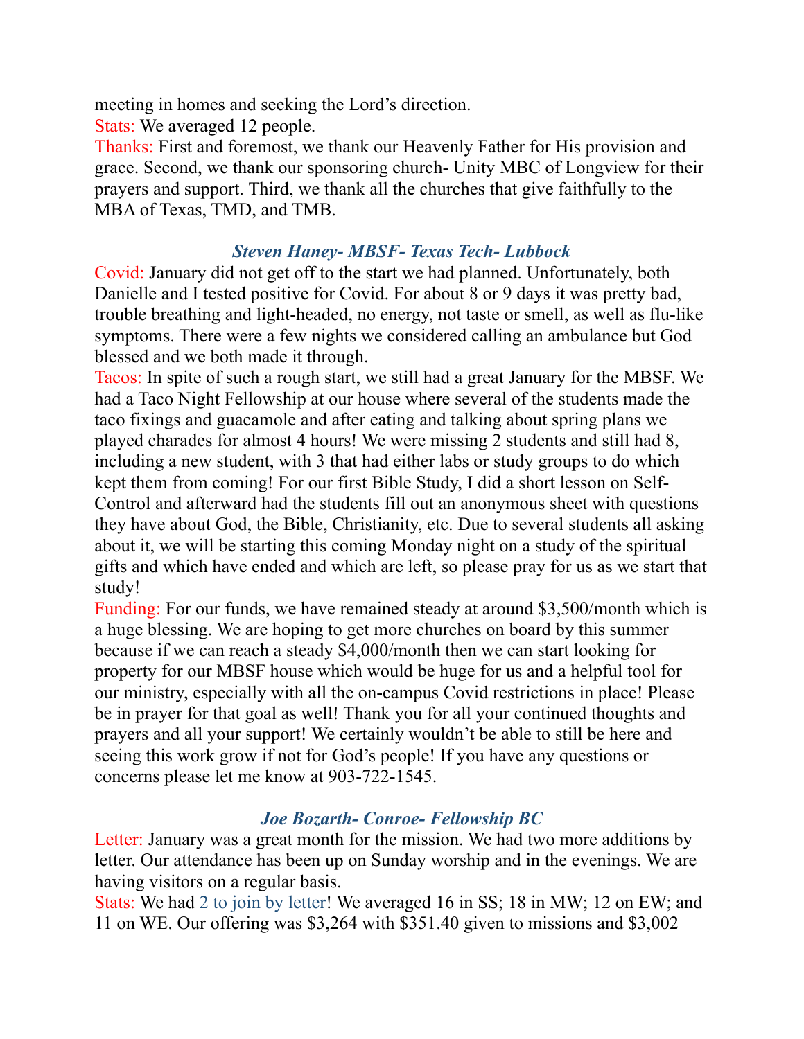meeting in homes and seeking the Lord's direction.

Stats: We averaged 12 people.

Thanks: First and foremost, we thank our Heavenly Father for His provision and grace. Second, we thank our sponsoring church- Unity MBC of Longview for their prayers and support. Third, we thank all the churches that give faithfully to the MBA of Texas, TMD, and TMB.

### *Steven Haney- MBSF- Texas Tech- Lubbock*

Covid: January did not get off to the start we had planned. Unfortunately, both Danielle and I tested positive for Covid. For about 8 or 9 days it was pretty bad, trouble breathing and light-headed, no energy, not taste or smell, as well as flu-like symptoms. There were a few nights we considered calling an ambulance but God blessed and we both made it through.

Tacos: In spite of such a rough start, we still had a great January for the MBSF. We had a Taco Night Fellowship at our house where several of the students made the taco fixings and guacamole and after eating and talking about spring plans we played charades for almost 4 hours! We were missing 2 students and still had 8, including a new student, with 3 that had either labs or study groups to do which kept them from coming! For our first Bible Study, I did a short lesson on Self-Control and afterward had the students fill out an anonymous sheet with questions they have about God, the Bible, Christianity, etc. Due to several students all asking about it, we will be starting this coming Monday night on a study of the spiritual gifts and which have ended and which are left, so please pray for us as we start that study!

Funding: For our funds, we have remained steady at around $3,500/month which is a huge blessing. We are hoping to get more churches on board by this summer because if we can reach a steady $4,000/month then we can start looking for property for our MBSF house which would be huge for us and a helpful tool for our ministry, especially with all the on-campus Covid restrictions in place! Please be in prayer for that goal as well! Thank you for all your continued thoughts and prayers and all your support! We certainly wouldn't be able to still be here and seeing this work grow if not for God's people! If you have any questions or concerns please let me know at 903-722-1545.

### *Joe Bozarth- Conroe- Fellowship BC*

Letter: January was a great month for the mission. We had two more additions by letter. Our attendance has been up on Sunday worship and in the evenings. We are having visitors on a regular basis.

Stats: We had 2 to join by letter! We averaged 16 in SS; 18 in MW; 12 on EW; and 11 on WE. Our offering was $3,264 with $351.40 given to missions and $3,002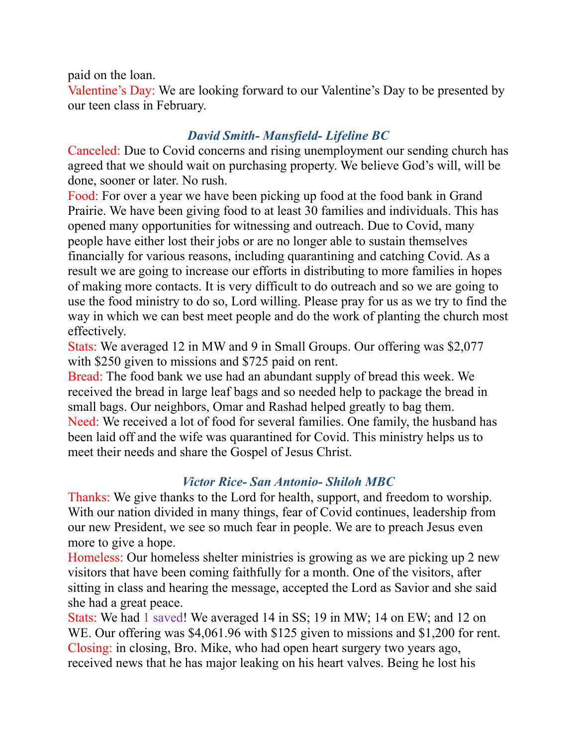paid on the loan.
Valentine's Day: We are looking forward to our Valentine's Day to be presented by our teen class in February.

### *David Smith- Mansfield- Lifeline BC*

Canceled: Due to Covid concerns and rising unemployment our sending church has agreed that we should wait on purchasing property. We believe God's will, will be done, sooner or later. No rush.
Food: For over a year we have been picking up food at the food bank in Grand Prairie. We have been giving food to at least 30 families and individuals. This has opened many opportunities for witnessing and outreach. Due to Covid, many people have either lost their jobs or are no longer able to sustain themselves financially for various reasons, including quarantining and catching Covid. As a result we are going to increase our efforts in distributing to more families in hopes of making more contacts. It is very difficult to do outreach and so we are going to use the food ministry to do so, Lord willing. Please pray for us as we try to find the way in which we can best meet people and do the work of planting the church most effectively.
Stats: We averaged 12 in MW and 9 in Small Groups. Our offering was $2,077 with $250 given to missions and $725 paid on rent.
Bread: The food bank we use had an abundant supply of bread this week. We received the bread in large leaf bags and so needed help to package the bread in small bags. Our neighbors, Omar and Rashad helped greatly to bag them.
Need: We received a lot of food for several families. One family, the husband has been laid off and the wife was quarantined for Covid. This ministry helps us to meet their needs and share the Gospel of Jesus Christ.

### *Victor Rice- San Antonio- Shiloh MBC*

Thanks: We give thanks to the Lord for health, support, and freedom to worship. With our nation divided in many things, fear of Covid continues, leadership from our new President, we see so much fear in people. We are to preach Jesus even more to give a hope.
Homeless: Our homeless shelter ministries is growing as we are picking up 2 new visitors that have been coming faithfully for a month. One of the visitors, after sitting in class and hearing the message, accepted the Lord as Savior and she said she had a great peace.
Stats: We had 1 saved! We averaged 14 in SS; 19 in MW; 14 on EW; and 12 on WE. Our offering was $4,061.96 with $125 given to missions and $1,200 for rent.
Closing: in closing, Bro. Mike, who had open heart surgery two years ago, received news that he has major leaking on his heart valves. Being he lost his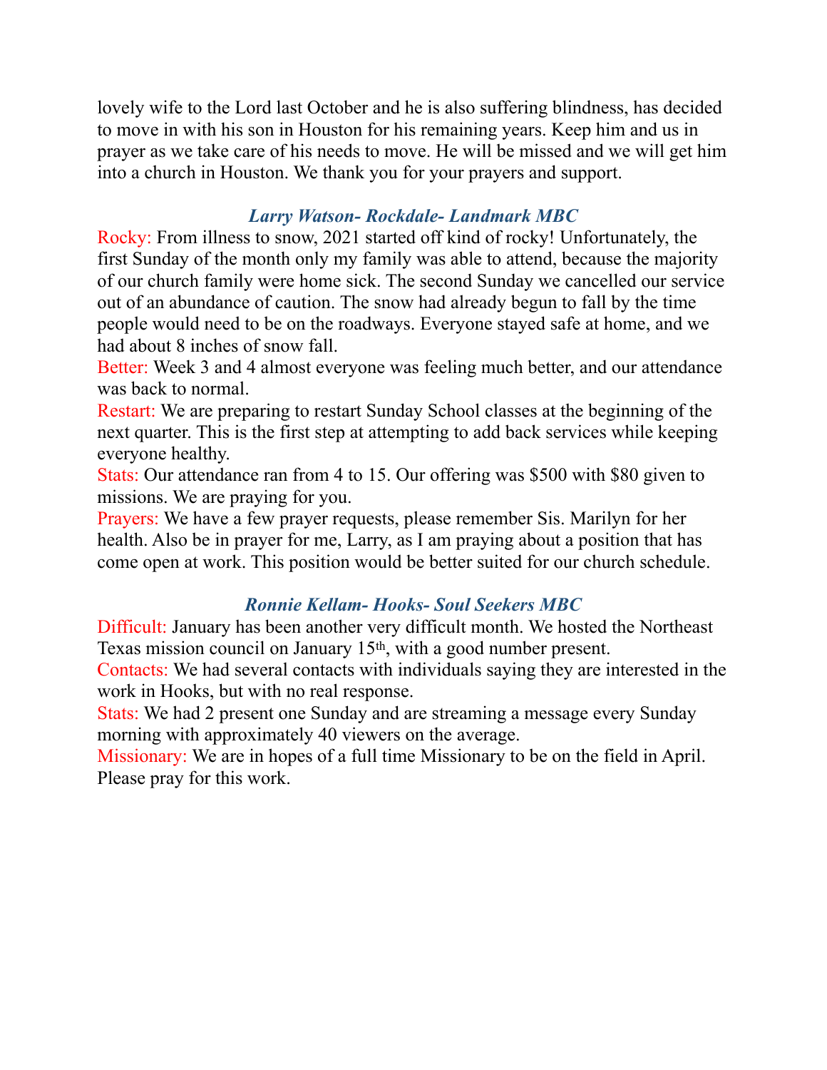lovely wife to the Lord last October and he is also suffering blindness, has decided to move in with his son in Houston for his remaining years. Keep him and us in prayer as we take care of his needs to move. He will be missed and we will get him into a church in Houston. We thank you for your prayers and support.

### *Larry Watson- Rockdale- Landmark MBC*

Rocky: From illness to snow, 2021 started off kind of rocky! Unfortunately, the first Sunday of the month only my family was able to attend, because the majority of our church family were home sick. The second Sunday we cancelled our service out of an abundance of caution. The snow had already begun to fall by the time people would need to be on the roadways. Everyone stayed safe at home, and we had about 8 inches of snow fall.

Better: Week 3 and 4 almost everyone was feeling much better, and our attendance was back to normal.

Restart: We are preparing to restart Sunday School classes at the beginning of the next quarter. This is the first step at attempting to add back services while keeping everyone healthy.

Stats: Our attendance ran from 4 to 15. Our offering was $500 with $80 given to missions. We are praying for you.

Prayers: We have a few prayer requests, please remember Sis. Marilyn for her health. Also be in prayer for me, Larry, as I am praying about a position that has come open at work. This position would be better suited for our church schedule.

### *Ronnie Kellam- Hooks- Soul Seekers MBC*

Difficult: January has been another very difficult month. We hosted the Northeast Texas mission council on January 15th, with a good number present.

Contacts: We had several contacts with individuals saying they are interested in the work in Hooks, but with no real response.

Stats: We had 2 present one Sunday and are streaming a message every Sunday morning with approximately 40 viewers on the average.

Missionary: We are in hopes of a full time Missionary to be on the field in April. Please pray for this work.